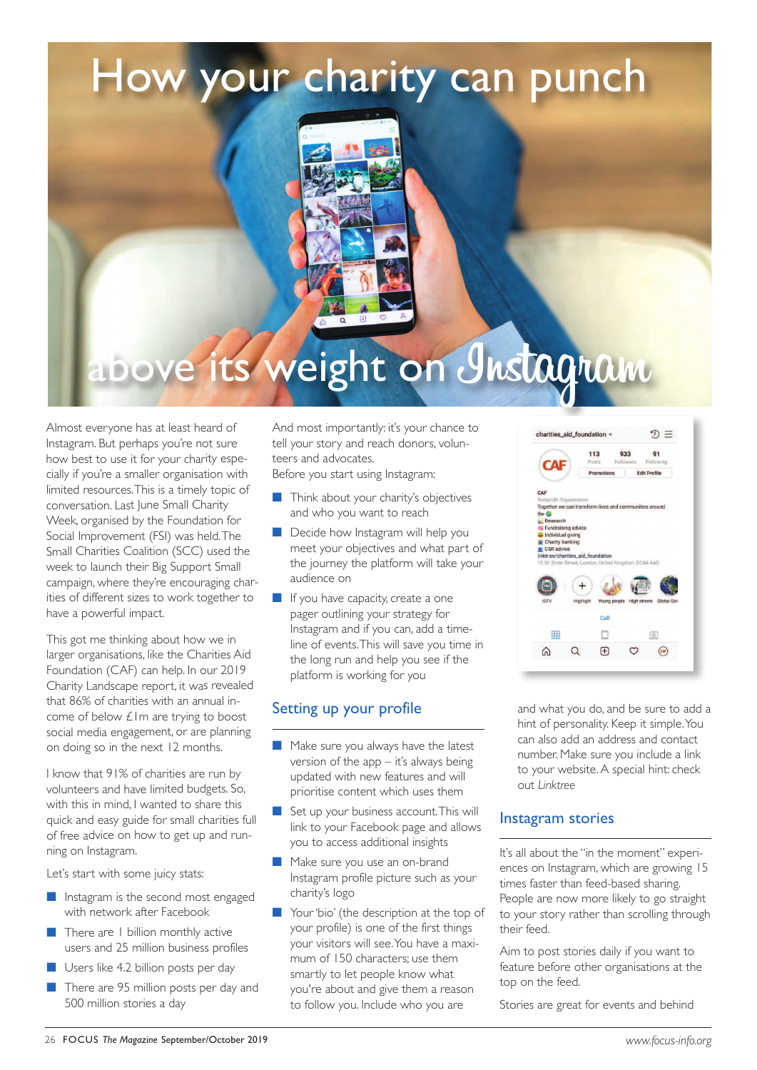# How your charity can punch above its weight on Instagram

Almost everyone has at least heard of Instagram. But perhaps you're not sure how best to use it for your charity especially if you're a smaller organisation with limited resources. This is a timely topic of conversation. Last June Small Charity Week, organised by the Foundation for Social Improvement (FSI) was held. The Small Charities Coalition (SCC) used the week to launch their Big Support Small campaign, where they're encouraging charities of different sizes to work together to have a powerful impact.

This got me thinking about how we in larger organisations, like the Charities Aid Foundation (CAF) can help. In our 2019 Charity Landscape report, it was revealed that 86% of charities with an annual income of below £1m are trying to boost social media engagement, or are planning on doing so in the next 12 months.

I know that 91% of charities are run by volunteers and have limited budgets. So, with this in mind, I wanted to share this quick and easy guide for small charities full of free advice on how to get up and running on Instagram.

Let's start with some juicy stats:

- Instagram is the second most engaged with network after Facebook
- There are 1 billion monthly active users and 25 million business profiles
- Users like 4.2 billion posts per day
- There are 95 million posts per day and 500 million stories a day

And most importantly: it's your chance to tell your story and reach donors, volunteers and advocates.

Before you start using Instagram:

- Think about your charity's objectives and who you want to reach
- Decide how Instagram will help you meet your objectives and what part of the journey the platform will take your audience on
- If you have capacity, create a one pager outlining your strategy for Instagram and if you can, add a timeline of events. This will save you time in the long run and help you see if the platform is working for you

## Setting up your profile

- Make sure you always have the latest version of the app – it's always being updated with new features and will prioritise content which uses them
- Set up your business account. This will link to your Facebook page and allows you to access additional insights
- Make sure you use an on-brand Instagram profile picture such as your charity's logo
- Your 'bio' (the description at the top of your profile) is one of the first things your visitors will see. You have a maximum of 150 characters; use them smartly to let people know what you're about and give them a reason to follow you. Include who you are and what you do, and be sure to add a hint of personality. Keep it simple. You can also add an address and contact number. Make sure you include a link to your website. A special hint: check out *Linktree*

## Instagram stories

It's all about the "in the moment" experiences on Instagram, which are growing 15 times faster than feed-based sharing. People are now more likely to go straight to your story rather than scrolling through their feed.

Aim to post stories daily if you want to feature before other organisations at the top on the feed.

Stories are great for events and behind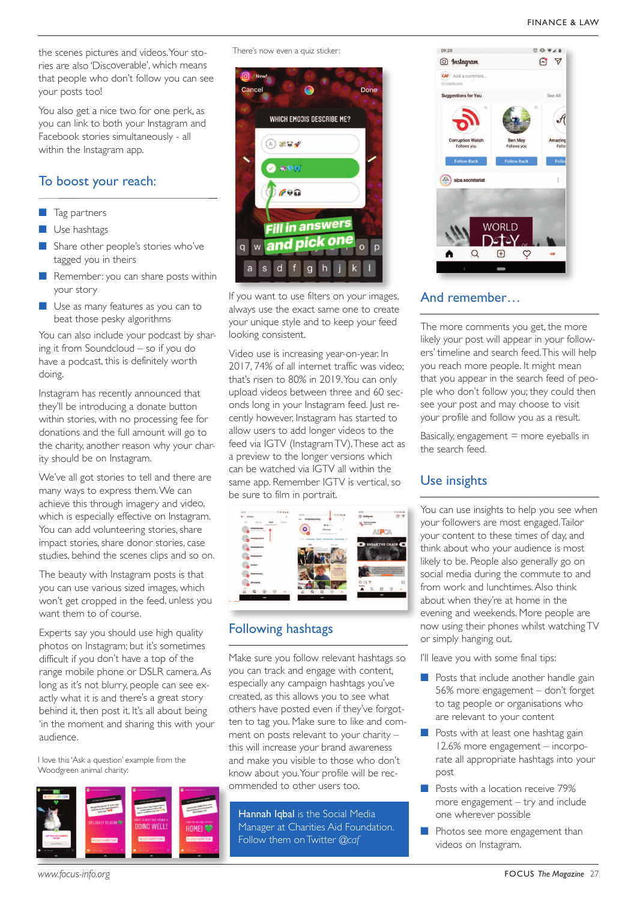the scenes pictures and videos. Your stories are also 'Discoverable', which means that people who don't follow you can see your posts too!

You also get a nice two for one perk, as you can link to both your Instagram and Facebook stories simultaneously - all within the Instagram app.

## To boost your reach:

- Tag partners
- Use hashtags
- Share other people's stories who've tagged you in theirs
- Remember: you can share posts within your story
- Use as many features as you can to beat those pesky algorithms

You can also include your podcast by sharing it from Soundcloud – so if you do have a podcast, this is definitely worth doing.

Instagram has recently announced that they'll be introducing a donate button within stories, with no processing fee for donations and the full amount will go to the charity, another reason why your charity should be on Instagram.

We've all got stories to tell and there are many ways to express them. We can achieve this through imagery and video, which is especially effective on Instagram. You can add volunteering stories, share impact stories, share donor stories, case studies, behind the scenes clips and so on.

The beauty with Instagram posts is that you can use various sized images, which won't get cropped in the feed, unless you want them to of course.

Experts say you should use high quality photos on Instagram; but it's sometimes difficult if you don't have a top of the range mobile phone or DSLR camera. As long as it's not blurry, people can see exactly what it is and there's a great story behind it, then post it. It's all about being 'in the moment and sharing this with your audience.

I love this 'Ask a question' example from the Woodgreen animal charity:

There's now even a quiz sticker:

If you want to use filters on your images, always use the exact same one to create your unique style and to keep your feed looking consistent.

Video use is increasing year-on-year. In 2017, 74% of all internet traffic was video; that's risen to 80% in 2019. You can only upload videos between three and 60 seconds long in your Instagram feed. Just recently however, Instagram has started to allow users to add longer videos to the feed via IGTV (Instagram TV). These act as a preview to the longer versions which can be watched via IGTV all within the same app. Remember IGTV is vertical, so be sure to film in portrait.

## Following hashtags

Make sure you follow relevant hashtags so you can track and engage with content, especially any campaign hashtags you've created, as this allows you to see what others have posted even if they've forgotten to tag you. Make sure to like and comment on posts relevant to your charity – this will increase your brand awareness and make you visible to those who don't know about you. Your profile will be recommended to other users too.

**Hannah Iqbal** is the Social Media Manager at Charities Aid Foundation. Follow them on Twitter *@caf*

## And remember…

The more comments you get, the more likely your post will appear in your followers' timeline and search feed. This will help you reach more people. It might mean that you appear in the search feed of people who don't follow you; they could then see your post and may choose to visit your profile and follow you as a result.

Basically, engagement = more eyeballs in the search feed.

## Use insights

You can use insights to help you see when your followers are most engaged. Tailor your content to these times of day, and think about who your audience is most likely to be. People also generally go on social media during the commute to and from work and lunchtimes. Also think about when they're at home in the evening and weekends. More people are now using their phones whilst watching TV or simply hanging out.

I'll leave you with some final tips:

- Posts that include another handle gain 56% more engagement – don't forget to tag people or organisations who are relevant to your content
- Posts with at least one hashtag gain 12.6% more engagement – incorporate all appropriate hashtags into your post
- Posts with a location receive 79% more engagement – try and include one wherever possible
- Photos see more engagement than videos on Instagram.